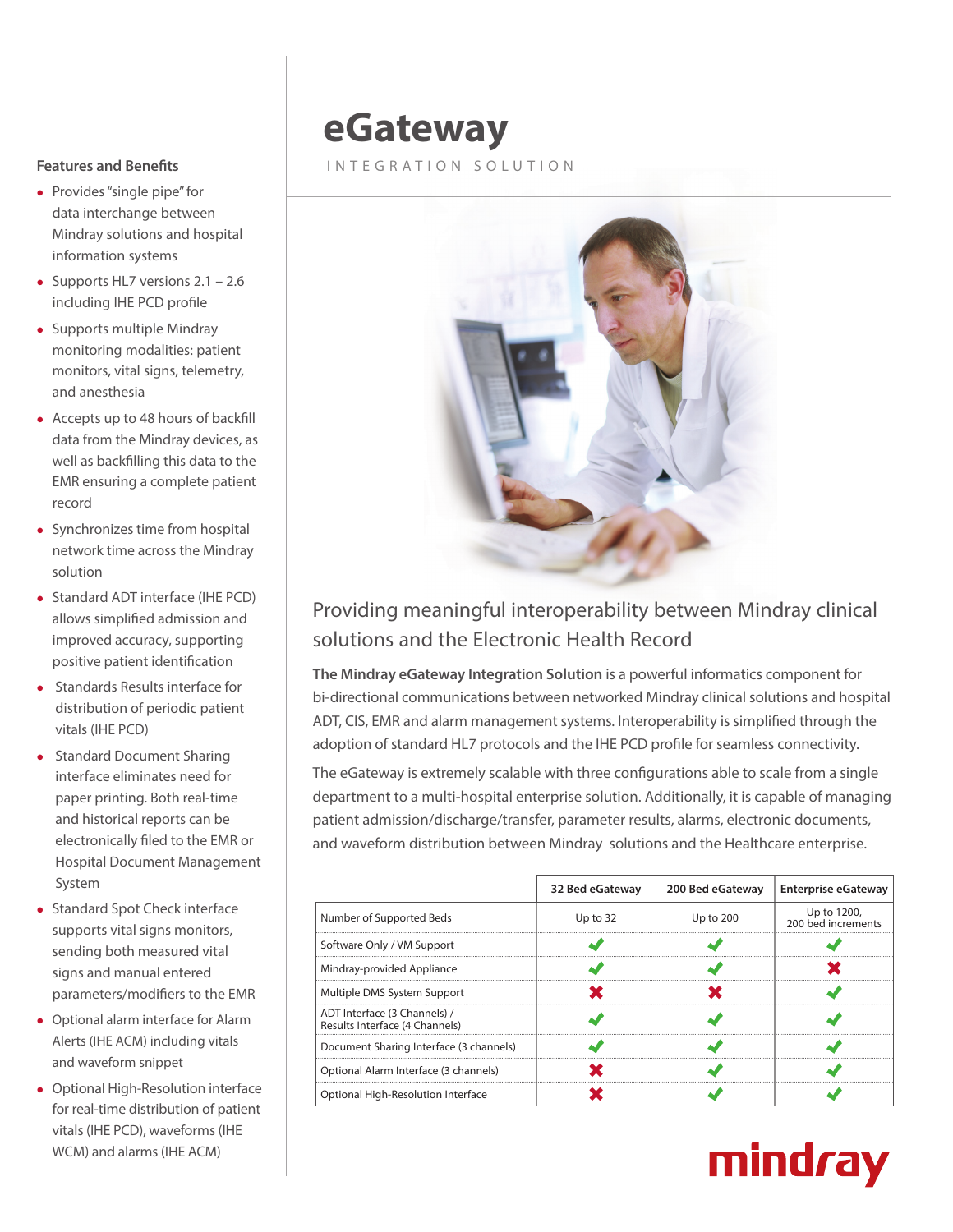# eGateway

INTEGRATION SOLUTION

## Features and Benefits

- Provides "single pipe" for data interchange between Mindray solutions and hospital information systems
- Supports HL7 versions 2.1 – 2.6 including IHE PCD profile
- Supports multiple Mindray monitoring modalities: patient monitors, vital signs, telemetry, and anesthesia
- Accepts up to 48 hours of backfill data from the Mindray devices, as well as backfilling this data to the EMR ensuring a complete patient record
- Synchronizes time from hospital network time across the Mindray solution
- Standard ADT interface (IHE PCD) allows simplified admission and improved accuracy, supporting positive patient identification
- Standards Results interface for distribution of periodic patient vitals (IHE PCD)
- Standard Document Sharing interface eliminates need for paper printing. Both real-time and historical reports can be electronically filed to the EMR or Hospital Document Management System
- Standard Spot Check interface supports vital signs monitors, sending both measured vital signs and manual entered parameters/modifiers to the EMR
- Optional alarm interface for Alarm Alerts (IHE ACM) including vitals and waveform snippet
- Optional High-Resolution interface for real-time distribution of patient vitals (IHE PCD), waveforms (IHE WCM) and alarms (IHE ACM)

## Providing meaningful interoperability between Mindray clinical solutions and the Electronic Health Record

**The Mindray eGateway Integration Solution** is a powerful informatics component for bi-directional communications between networked Mindray clinical solutions and hospital ADT, CIS, EMR and alarm management systems. Interoperability is simplified through the adoption of standard HL7 protocols and the IHE PCD profile for seamless connectivity.

The eGateway is extremely scalable with three configurations able to scale from a single department to a multi-hospital enterprise solution. Additionally, it is capable of managing patient admission/discharge/transfer, parameter results, alarms, electronic documents, and waveform distribution between Mindray solutions and the Healthcare enterprise.

| | 32 Bed eGateway | 200 Bed eGateway | Enterprise eGateway |
|---|---|---|---|
| Number of Supported Beds | Up to 32 | Up to 200 | Up to 1200, 200 bed increments |
| Software Only / VM Support | ✔ | ✔ | ✔ |
| Mindray-provided Appliance | ✔ | ✔ | ✖ |
| Multiple DMS System Support | ✖ | ✖ | ✔ |
| ADT Interface (3 Channels) / Results Interface (4 Channels) | ✔ | ✔ | ✔ |
| Document Sharing Interface (3 channels) | ✔ | ✔ | ✔ |
| Optional Alarm Interface (3 channels) | ✖ | ✔ | ✔ |
| Optional High-Resolution Interface | ✖ | ✔ | ✔ |

mindray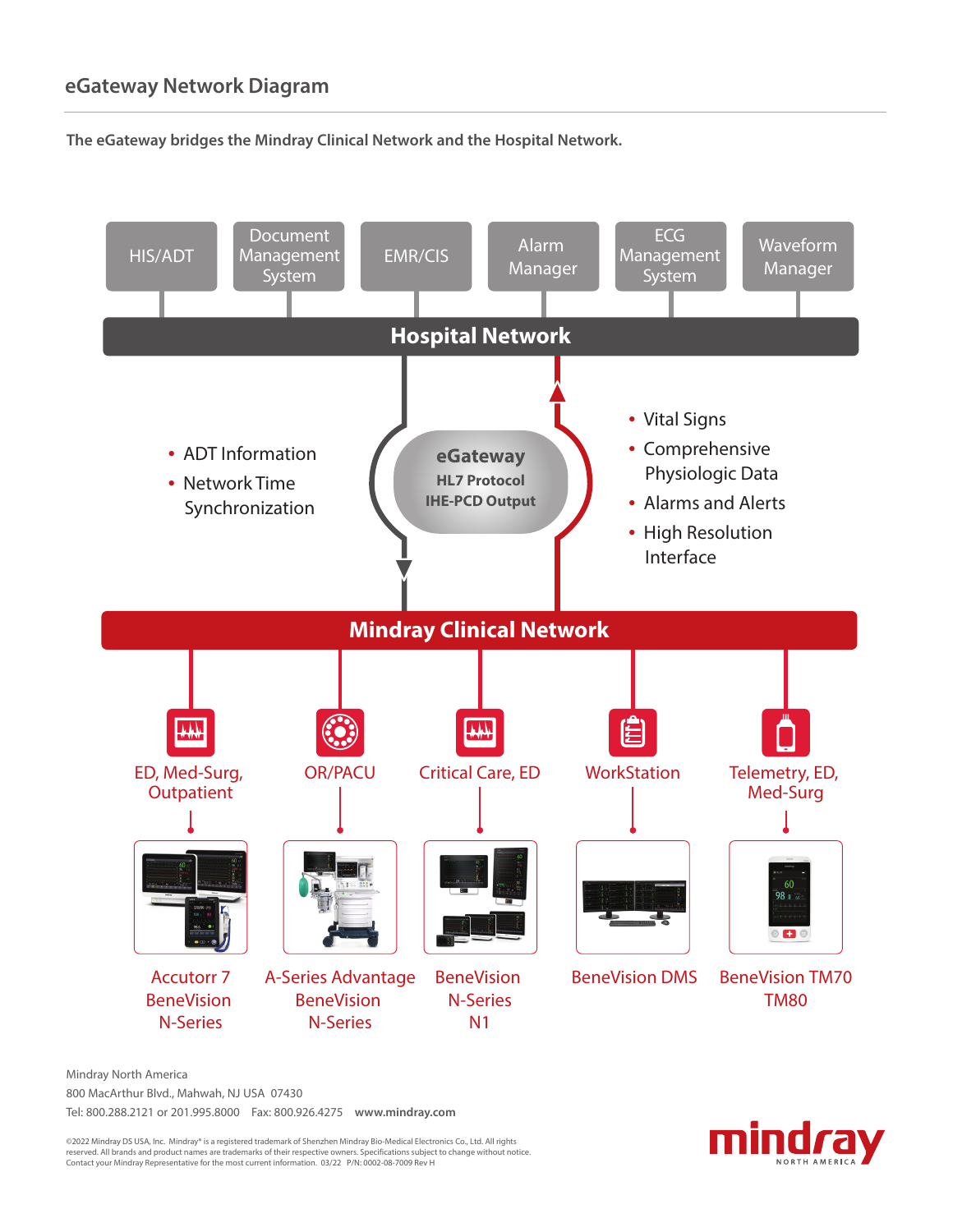## eGateway Network Diagram

**The eGateway bridges the Mindray Clinical Network and the Hospital Network.**

HIS/ADT

Document Management System

EMR/CIS

Alarm Manager

ECG Management System

Waveform Manager

**Hospital Network**

- ADT Information
- Network Time Synchronization

**eGateway**
**HL7 Protocol**
**IHE-PCD Output**

- Vital Signs
- Comprehensive Physiologic Data
- Alarms and Alerts
- High Resolution Interface

**Mindray Clinical Network**

ED, Med-Surg, Outpatient

OR/PACU

Critical Care, ED

WorkStation

Telemetry, ED, Med-Surg

Accutorr 7
BeneVision
N-Series

A-Series Advantage
BeneVision
N-Series

BeneVision
N-Series
N1

BeneVision DMS

BeneVision TM70
TM80

Mindray North America
800 MacArthur Blvd., Mahwah, NJ USA 07430
Tel: 800.288.2121 or 201.995.8000 Fax: 800.926.4275 **www.mindray.com**

©2022 Mindray DS USA, Inc. Mindray® is a registered trademark of Shenzhen Mindray Bio-Medical Electronics Co., Ltd. All rights reserved. All brands and product names are trademarks of their respective owners. Specifications subject to change without notice. Contact your Mindray Representative for the most current information. 03/22 P/N: 0002-08-7009 Rev H

mindray
NORTH AMERICA